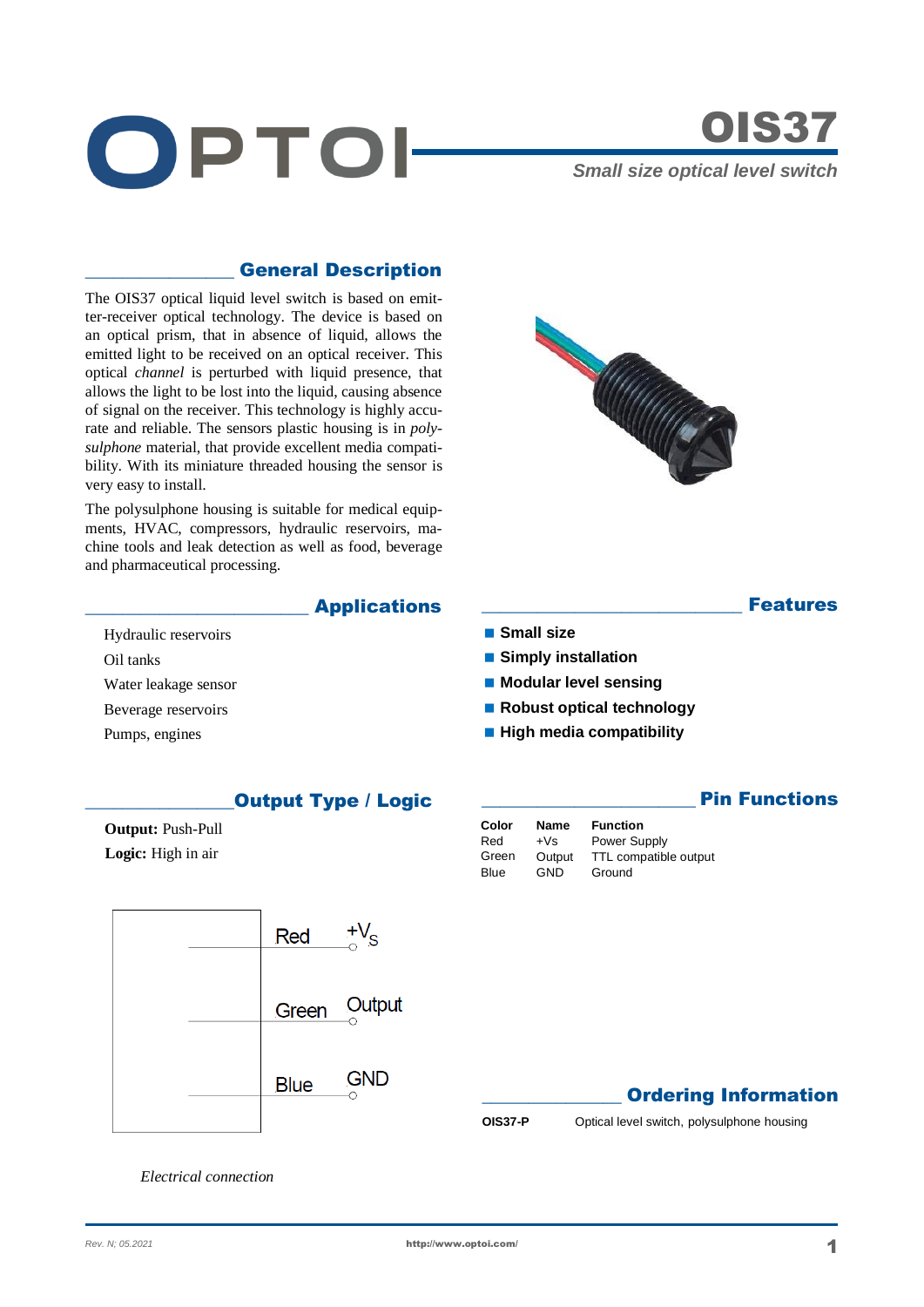# OPTOI

# OIS37

*Small size optical level switch*

## General Description

The OIS37 optical liquid level switch is based on emitter-receiver optical technology. The device is based on an optical prism, that in absence of liquid, allows the emitted light to be received on an optical receiver. This optical *channel* is perturbed with liquid presence, that allows the light to be lost into the liquid, causing absence of signal on the receiver. This technology is highly accurate and reliable. The sensors plastic housing is in *polysulphone* material, that provide excellent media compatibility. With its miniature threaded housing the sensor is very easy to install.

The polysulphone housing is suitable for medical equipments, HVAC, compressors, hydraulic reservoirs, machine tools and leak detection as well as food, beverage and pharmaceutical processing.

## Applications

- Hydraulic reservoirs
- Oil tanks
- Water leakage sensor
- Beverage reservoirs
- Pumps, engines

## Features

- **Small size**
- **Simply installation**
- **Modular level sensing**
- **Robust optical technology**
- **High media compatibility**

## Output Type / Logic

**Output:** Push-Pull

**Logic:** High in air

| Wire | Terminal |
| --- | --- |
| Red | $+V_S$ |
| Green | Output |
| Blue | GND |

*Electrical connection*

## Pin Functions

| Color | Name | Function |
| --- | --- | --- |
| Red | +Vs | Power Supply |
| Green | Output | TTL compatible output |
| Blue | GND | Ground |

## Ordering Information

| | |
| --- | --- |
| **OIS37-P** | Optical level switch, polysulphone housing |

*Rev. N; 05.2021*

**http://www.optoi.com/**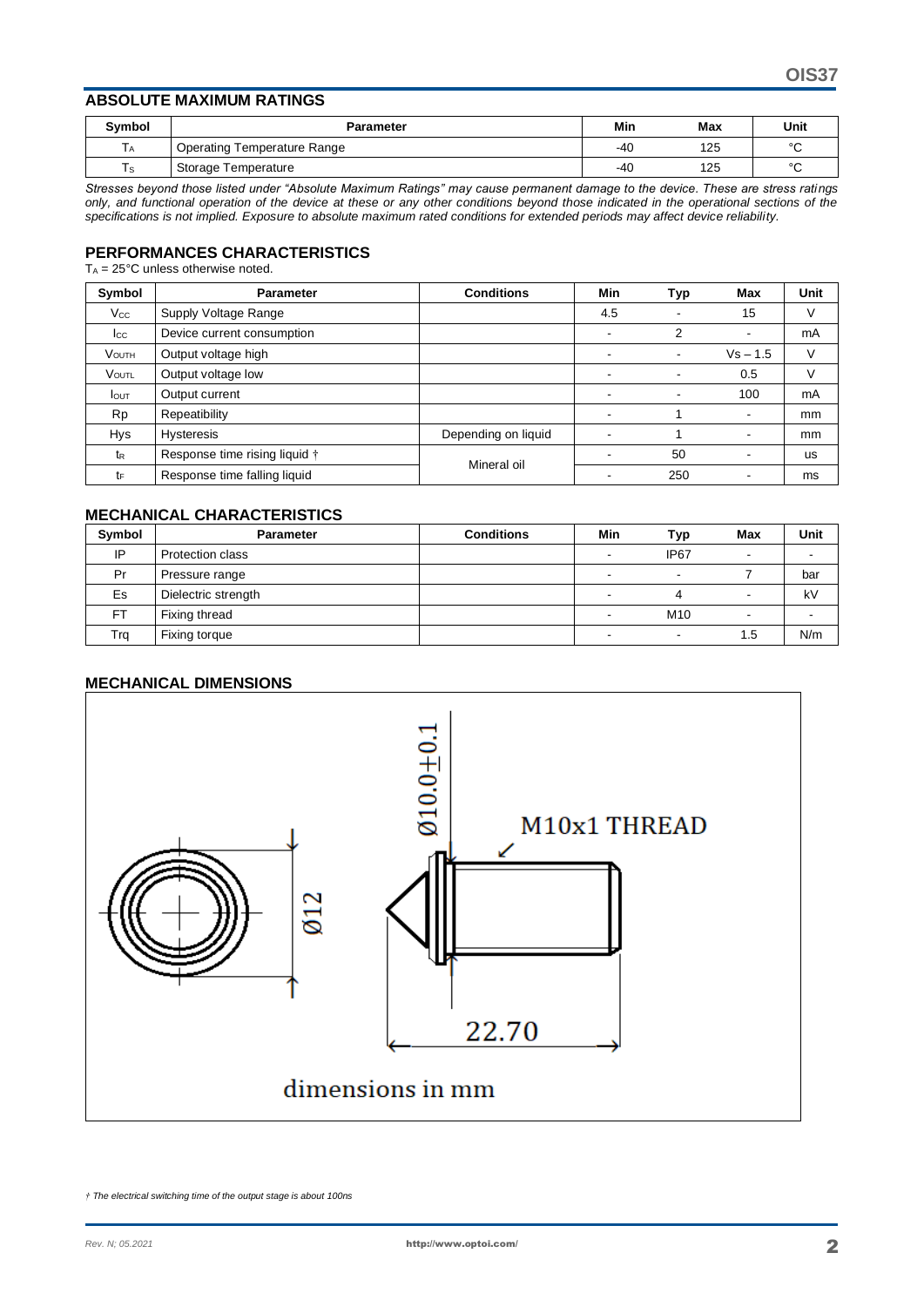## ABSOLUTE MAXIMUM RATINGS

| Symbol | Parameter | Min | Max | Unit |
|---|---|---|---|---|
| $T_A$ | Operating Temperature Range | -40 | 125 | °C |
| $T_S$ | Storage Temperature | -40 | 125 | °C |

*Stresses beyond those listed under "Absolute Maximum Ratings" may cause permanent damage to the device. These are stress ratings only, and functional operation of the device at these or any other conditions beyond those indicated in the operational sections of the specifications is not implied. Exposure to absolute maximum rated conditions for extended periods may affect device reliability.*

## PERFORMANCES CHARACTERISTICS

$T_A$ = 25°C unless otherwise noted.

| Symbol | Parameter | Conditions | Min | Typ | Max | Unit |
|---|---|---|---|---|---|---|
| $V_{CC}$ | Supply Voltage Range | | 4.5 | - | 15 | V |
| $I_{CC}$ | Device current consumption | | - | 2 | - | mA |
| $V_{OUTH}$ | Output voltage high | | - | - | Vs – 1.5 | V |
| $V_{OUTL}$ | Output voltage low | | - | - | 0.5 | V |
| $I_{OUT}$ | Output current | | - | - | 100 | mA |
| Rp | Repeatibility | | - | 1 | - | mm |
| Hys | Hysteresis | Depending on liquid | - | 1 | - | mm |
| $t_R$ | Response time rising liquid † | Mineral oil | - | 50 | - | us |
| $t_F$ | Response time falling liquid | | - | 250 | - | ms |

## MECHANICAL CHARACTERISTICS

| Symbol | Parameter | Conditions | Min | Typ | Max | Unit |
|---|---|---|---|---|---|---|
| IP | Protection class | | - | IP67 | - | - |
| Pr | Pressure range | | - | - | 7 | bar |
| Es | Dielectric strength | | - | 4 | - | kV |
| FT | Fixing thread | | - | M10 | - | - |
| Trq | Fixing torque | | - | - | 1.5 | N/m |

## MECHANICAL DIMENSIONS

Ø10.0±0.1

M10x1 THREAD

Ø12

22.70

dimensions in mm

*† The electrical switching time of the output stage is about 100ns*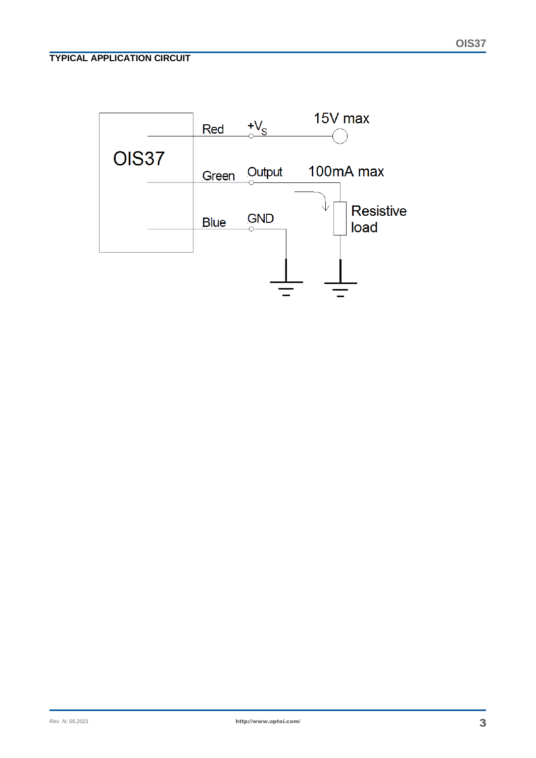## TYPICAL APPLICATION CIRCUIT

OIS37

Red

$+V_S$

15V max

Green

Output

100mA max

Resistive load

Blue

GND